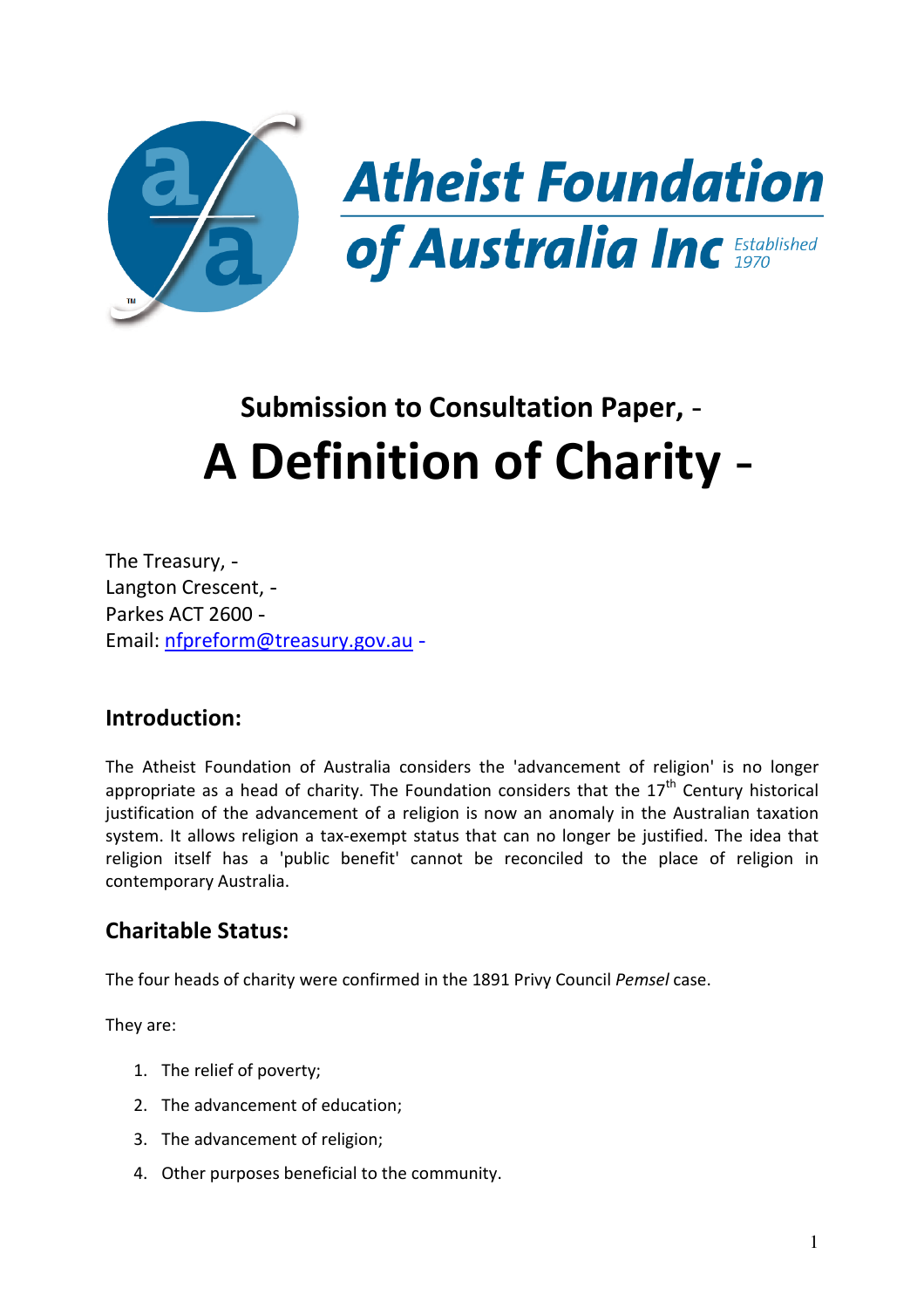# Atheist Foundation of Australia Inc

Established 1970

## Submission to Consultation Paper, -

# A Definition of Charity -

The Treasury, -
Langton Crescent, -
Parkes ACT 2600 -
Email: [nfpreform@treasury.gov.au](mailto:nfpreform@treasury.gov.au) -

## Introduction:

The Atheist Foundation of Australia considers the 'advancement of religion' is no longer appropriate as a head of charity. The Foundation considers that the 17th Century historical justification of the advancement of a religion is now an anomaly in the Australian taxation system. It allows religion a tax-exempt status that can no longer be justified. The idea that religion itself has a 'public benefit' cannot be reconciled to the place of religion in contemporary Australia.

## Charitable Status:

The four heads of charity were confirmed in the 1891 Privy Council *Pemsel* case.

They are:

1. The relief of poverty;
2. The advancement of education;
3. The advancement of religion;
4. Other purposes beneficial to the community.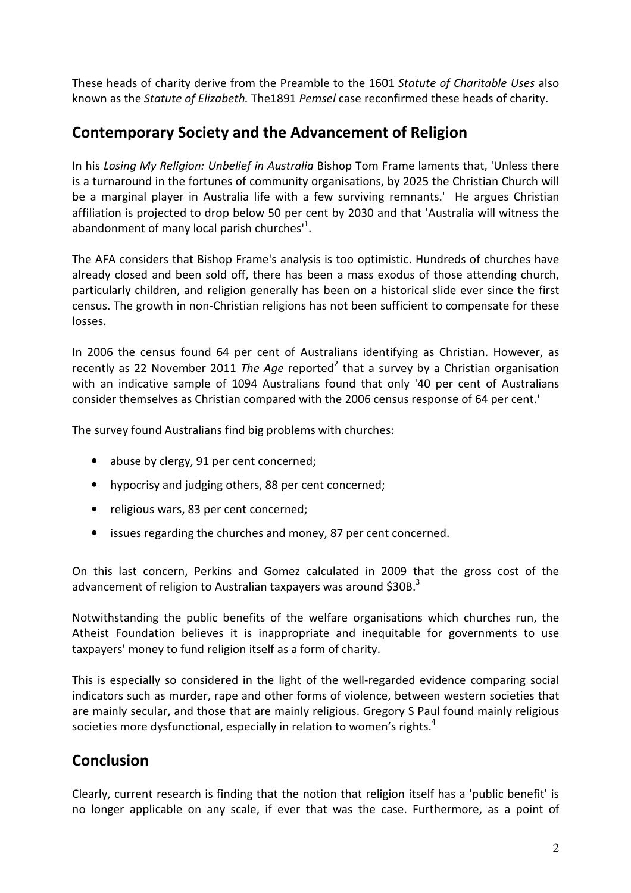These heads of charity derive from the Preamble to the 1601 *Statute of Charitable Uses* also known as the *Statute of Elizabeth.* The1891 *Pemsel* case reconfirmed these heads of charity.

## Contemporary Society and the Advancement of Religion

In his *Losing My Religion: Unbelief in Australia* Bishop Tom Frame laments that, 'Unless there is a turnaround in the fortunes of community organisations, by 2025 the Christian Church will be a marginal player in Australia life with a few surviving remnants.' He argues Christian affiliation is projected to drop below 50 per cent by 2030 and that 'Australia will witness the abandonment of many local parish churches'[1].

The AFA considers that Bishop Frame's analysis is too optimistic. Hundreds of churches have already closed and been sold off, there has been a mass exodus of those attending church, particularly children, and religion generally has been on a historical slide ever since the first census. The growth in non-Christian religions has not been sufficient to compensate for these losses.

In 2006 the census found 64 per cent of Australians identifying as Christian. However, as recently as 22 November 2011 *The Age* reported[2] that a survey by a Christian organisation with an indicative sample of 1094 Australians found that only '40 per cent of Australians consider themselves as Christian compared with the 2006 census response of 64 per cent.'

The survey found Australians find big problems with churches:

- abuse by clergy, 91 per cent concerned;
- hypocrisy and judging others, 88 per cent concerned;
- religious wars, 83 per cent concerned;
- issues regarding the churches and money, 87 per cent concerned.

On this last concern, Perkins and Gomez calculated in 2009 that the gross cost of the advancement of religion to Australian taxpayers was around $30B.[3]

Notwithstanding the public benefits of the welfare organisations which churches run, the Atheist Foundation believes it is inappropriate and inequitable for governments to use taxpayers' money to fund religion itself as a form of charity.

This is especially so considered in the light of the well-regarded evidence comparing social indicators such as murder, rape and other forms of violence, between western societies that are mainly secular, and those that are mainly religious. Gregory S Paul found mainly religious societies more dysfunctional, especially in relation to women's rights.[4]

## Conclusion

Clearly, current research is finding that the notion that religion itself has a 'public benefit' is no longer applicable on any scale, if ever that was the case. Furthermore, as a point of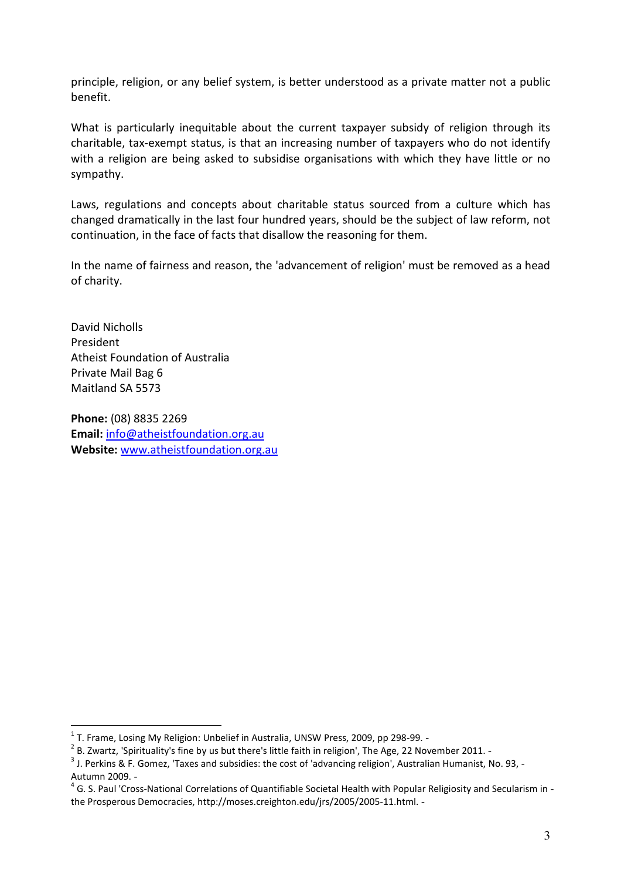principle, religion, or any belief system, is better understood as a private matter not a public benefit.

What is particularly inequitable about the current taxpayer subsidy of religion through its charitable, tax-exempt status, is that an increasing number of taxpayers who do not identify with a religion are being asked to subsidise organisations with which they have little or no sympathy.

Laws, regulations and concepts about charitable status sourced from a culture which has changed dramatically in the last four hundred years, should be the subject of law reform, not continuation, in the face of facts that disallow the reasoning for them.

In the name of fairness and reason, the 'advancement of religion' must be removed as a head of charity.

David Nicholls  
President  
Atheist Foundation of Australia  
Private Mail Bag 6  
Maitland SA 5573

**Phone:** (08) 8835 2269  
**Email:** info@atheistfoundation.org.au  
**Website:** www.atheistfoundation.org.au

---

[1] T. Frame, Losing My Religion: Unbelief in Australia, UNSW Press, 2009, pp 298-99. -

[2] B. Zwartz, 'Spirituality's fine by us but there's little faith in religion', The Age, 22 November 2011. -

[3] J. Perkins & F. Gomez, 'Taxes and subsidies: the cost of 'advancing religion', Australian Humanist, No. 93, - Autumn 2009. -

[4] G. S. Paul 'Cross-National Correlations of Quantifiable Societal Health with Popular Religiosity and Secularism in - the Prosperous Democracies, http://moses.creighton.edu/jrs/2005/2005-11.html. -